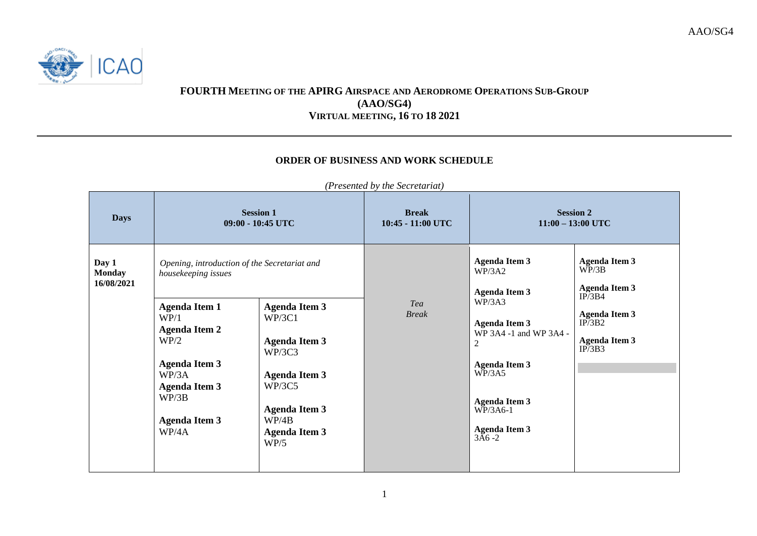AAO/SG4

# FOURTH MEETING OF THE APIRG AIRSPACE AND AERODROME OPERATIONS SUB-GROUP (AAO/SG4)

## VIRTUAL MEETING, 16 TO 18 2021

### ORDER OF BUSINESS AND WORK SCHEDULE

*(Presented by the Secretariat)*

| Days | Session 1 09:00 - 10:45 UTC | | Break 10:45 - 11:00 UTC | Session 2 11:00 – 13:00 UTC | |
|---|---|---|---|---|---|
| **Day 1 Monday 16/08/2021** | *Opening, introduction of the Secretariat and housekeeping issues* | | *Tea Break* | **Agenda Item 3** WP/3A2<br><br>**Agenda Item 3** WP/3A3<br><br>**Agenda Item 3** WP 3A4 -1 and WP 3A4 - 2<br><br>**Agenda Item 3** WP/3A5<br><br>**Agenda Item 3** WP/3A6-1<br><br>**Agenda Item 3** 3A6 -2 | **Agenda Item 3** WP/3B<br><br>**Agenda Item 3** IP/3B4<br><br>**Agenda Item 3** IP/3B2<br><br>**Agenda Item 3** IP/3B3 |
| | **Agenda Item 1** WP/1<br>**Agenda Item 2** WP/2<br><br>**Agenda Item 3** WP/3A<br>**Agenda Item 3** WP/3B<br><br>**Agenda Item 3** WP/4A | **Agenda Item 3** WP/3C1<br><br>**Agenda Item 3** WP/3C3<br><br>**Agenda Item 3** WP/3C5<br><br>**Agenda Item 3** WP/4B<br>**Agenda Item 3** WP/5 | | | |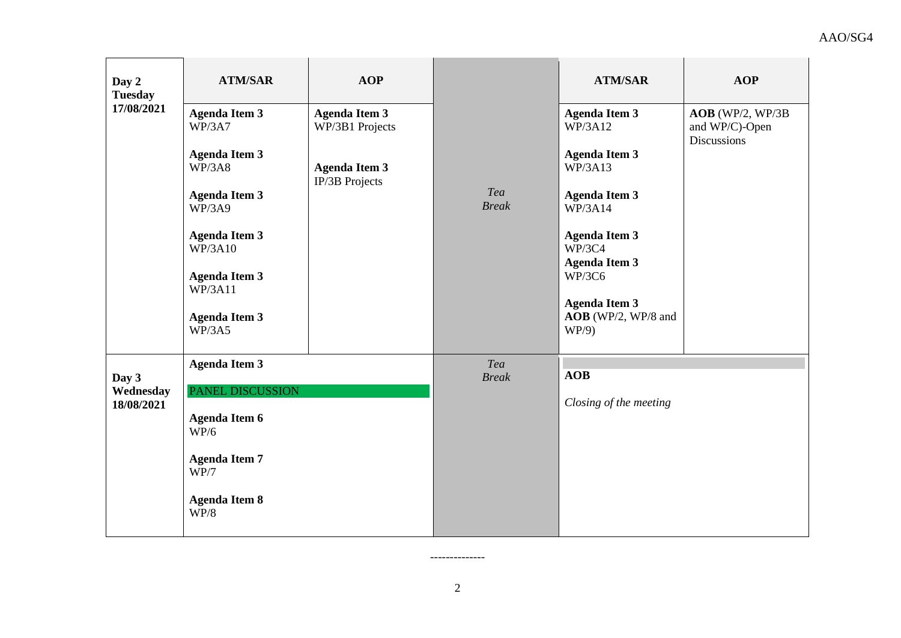| | ATM/SAR | AOP | | ATM/SAR | AOP |
|---|---|---|---|---|---|
| **Day 2 Tuesday 17/08/2021** | **Agenda Item 3** WP/3A7<br><br>**Agenda Item 3** WP/3A8<br><br>**Agenda Item 3** WP/3A9<br><br>**Agenda Item 3** WP/3A10<br><br>**Agenda Item 3** WP/3A11<br><br>**Agenda Item 3** WP/3A5 | **Agenda Item 3** WP/3B1 Projects<br><br>**Agenda Item 3** IP/3B Projects | *Tea Break* | **Agenda Item 3** WP/3A12<br><br>**Agenda Item 3** WP/3A13<br><br>**Agenda Item 3** WP/3A14<br><br>**Agenda Item 3** WP/3C4<br>**Agenda Item 3** WP/3C6<br><br>**Agenda Item 3** **AOB** (WP/2, WP/8 and WP/9) | **AOB** (WP/2, WP/3B and WP/C)-Open Discussions |
| **Day 3 Wednesday 18/08/2021** | **Agenda Item 3**<br><br>PANEL DISCUSSION<br><br>**Agenda Item 6** WP/6<br><br>**Agenda Item 7** WP/7<br><br>**Agenda Item 8** WP/8 | | *Tea Break* | **AOB**<br><br>*Closing of the meeting* | |

-------------